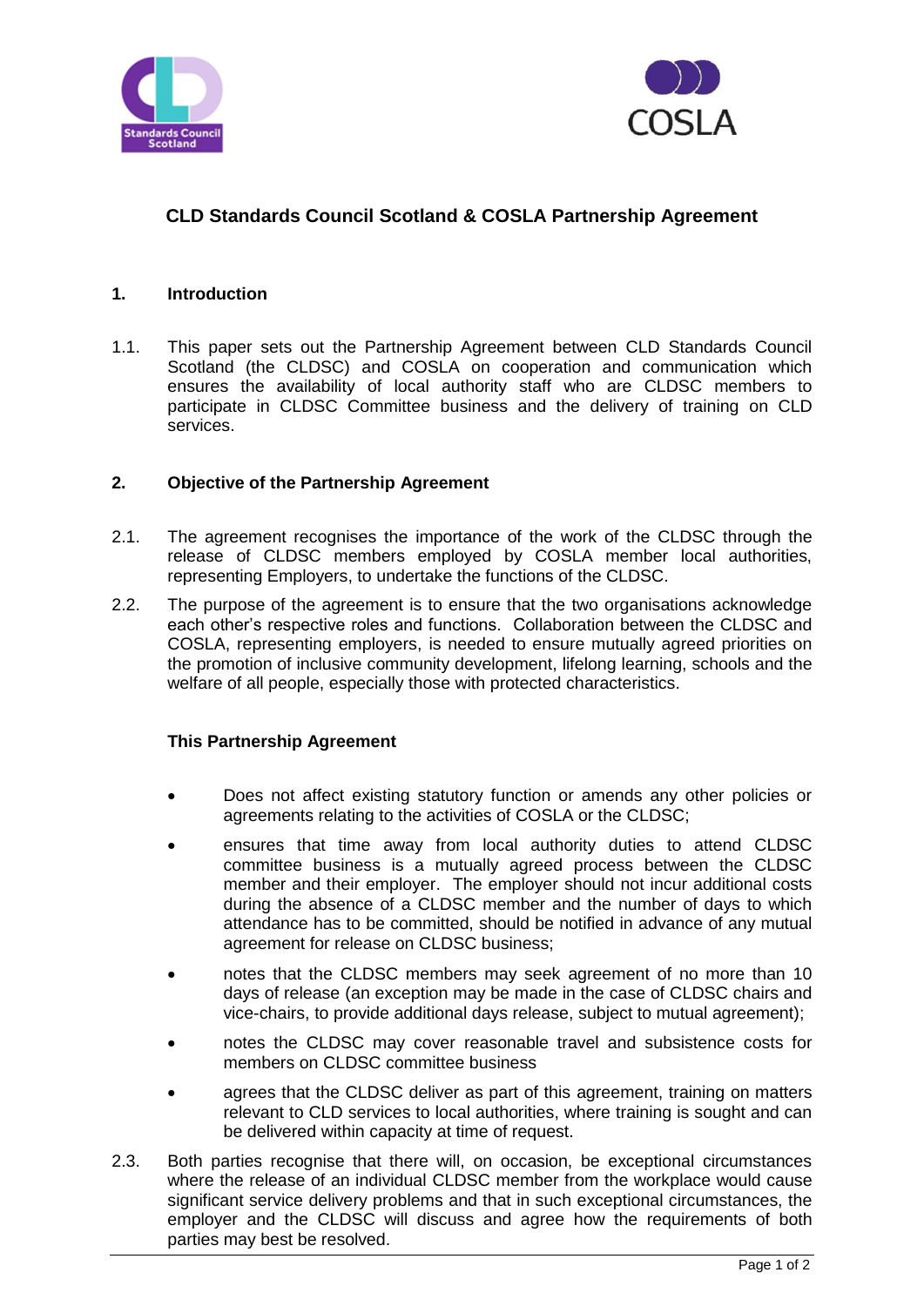# CLD Standards Council Scotland & COSLA Partnership Agreement

## 1. Introduction

1.1. This paper sets out the Partnership Agreement between CLD Standards Council Scotland (the CLDSC) and COSLA on cooperation and communication which ensures the availability of local authority staff who are CLDSC members to participate in CLDSC Committee business and the delivery of training on CLD services.

## 2. Objective of the Partnership Agreement

2.1. The agreement recognises the importance of the work of the CLDSC through the release of CLDSC members employed by COSLA member local authorities, representing Employers, to undertake the functions of the CLDSC.

2.2. The purpose of the agreement is to ensure that the two organisations acknowledge each other's respective roles and functions. Collaboration between the CLDSC and COSLA, representing employers, is needed to ensure mutually agreed priorities on the promotion of inclusive community development, lifelong learning, schools and the welfare of all people, especially those with protected characteristics.

### This Partnership Agreement

- Does not affect existing statutory function or amends any other policies or agreements relating to the activities of COSLA or the CLDSC;
- ensures that time away from local authority duties to attend CLDSC committee business is a mutually agreed process between the CLDSC member and their employer. The employer should not incur additional costs during the absence of a CLDSC member and the number of days to which attendance has to be committed, should be notified in advance of any mutual agreement for release on CLDSC business;
- notes that the CLDSC members may seek agreement of no more than 10 days of release (an exception may be made in the case of CLDSC chairs and vice-chairs, to provide additional days release, subject to mutual agreement);
- notes the CLDSC may cover reasonable travel and subsistence costs for members on CLDSC committee business
- agrees that the CLDSC deliver as part of this agreement, training on matters relevant to CLD services to local authorities, where training is sought and can be delivered within capacity at time of request.

2.3. Both parties recognise that there will, on occasion, be exceptional circumstances where the release of an individual CLDSC member from the workplace would cause significant service delivery problems and that in such exceptional circumstances, the employer and the CLDSC will discuss and agree how the requirements of both parties may best be resolved.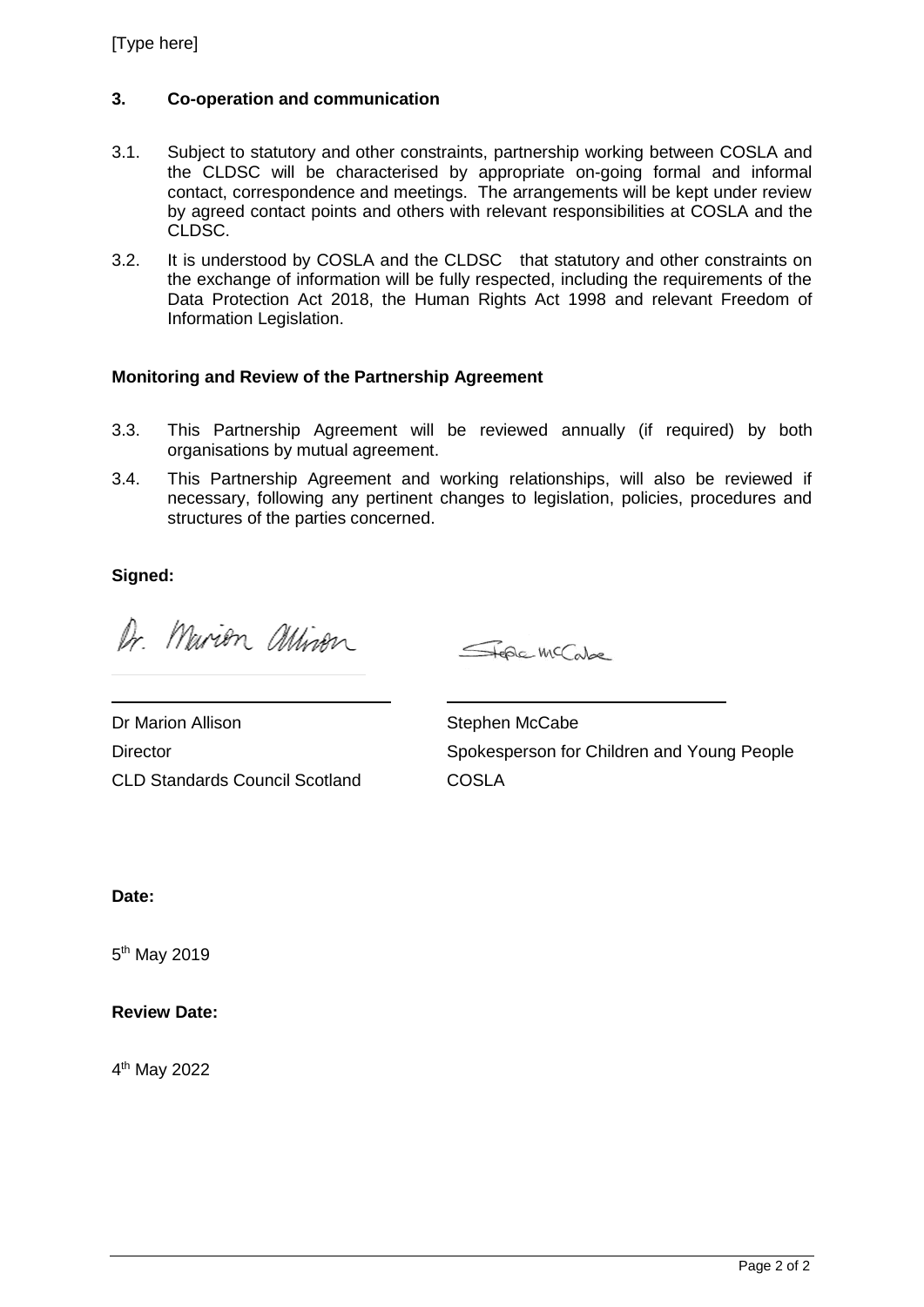[Type here]

### 3. Co-operation and communication

3.1. Subject to statutory and other constraints, partnership working between COSLA and the CLDSC will be characterised by appropriate on-going formal and informal contact, correspondence and meetings. The arrangements will be kept under review by agreed contact points and others with relevant responsibilities at COSLA and the CLDSC.

3.2. It is understood by COSLA and the CLDSC that statutory and other constraints on the exchange of information will be fully respected, including the requirements of the Data Protection Act 2018, the Human Rights Act 1998 and relevant Freedom of Information Legislation.

### Monitoring and Review of the Partnership Agreement

3.3. This Partnership Agreement will be reviewed annually (if required) by both organisations by mutual agreement.

3.4. This Partnership Agreement and working relationships, will also be reviewed if necessary, following any pertinent changes to legislation, policies, procedures and structures of the parties concerned.

**Signed:**

Dr. Marion Allison

Stephen McCabe

| | |
|---|---|
| Dr Marion Allison | Stephen McCabe |
| Director | Spokesperson for Children and Young People |
| CLD Standards Council Scotland | COSLA |

**Date:**

5th May 2019

**Review Date:**

4th May 2022